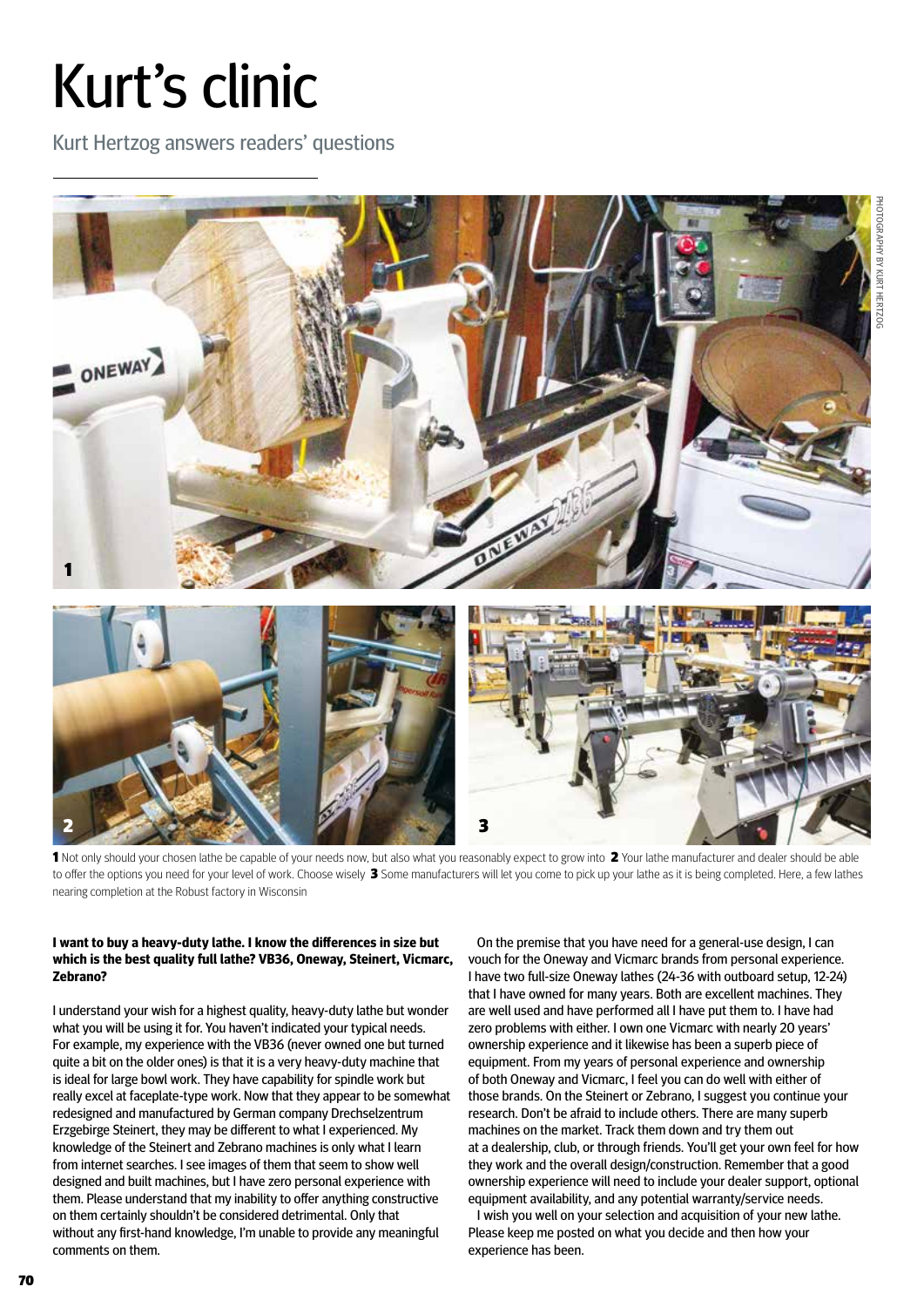# Kurt's clinic

Kurt Hertzog answers readers' questions

PHOTOGRAPHY BY KURT HERTZOG

**1** Not only should your chosen lathe be capable of your needs now, but also what you reasonably expect to grow into **2** Your lathe manufacturer and dealer should be able to offer the options you need for your level of work. Choose wisely **3** Some manufacturers will let you come to pick up your lathe as it is being completed. Here, a few lathes nearing completion at the Robust factory in Wisconsin

**I want to buy a heavy-duty lathe. I know the differences in size but which is the best quality full lathe? VB36, Oneway, Steinert, Vicmarc, Zebrano?**

I understand your wish for a highest quality, heavy-duty lathe but wonder what you will be using it for. You haven't indicated your typical needs. For example, my experience with the VB36 (never owned one but turned quite a bit on the older ones) is that it is a very heavy-duty machine that is ideal for large bowl work. They have capability for spindle work but really excel at faceplate-type work. Now that they appear to be somewhat redesigned and manufactured by German company Drechselzentrum Erzgebirge Steinert, they may be different to what I experienced. My knowledge of the Steinert and Zebrano machines is only what I learn from internet searches. I see images of them that seem to show well designed and built machines, but I have zero personal experience with them. Please understand that my inability to offer anything constructive on them certainly shouldn't be considered detrimental. Only that without any first-hand knowledge, I'm unable to provide any meaningful comments on them.

On the premise that you have need for a general-use design, I can vouch for the Oneway and Vicmarc brands from personal experience. I have two full-size Oneway lathes (24-36 with outboard setup, 12-24) that I have owned for many years. Both are excellent machines. They are well used and have performed all I have put them to. I have had zero problems with either. I own one Vicmarc with nearly 20 years' ownership experience and it likewise has been a superb piece of equipment. From my years of personal experience and ownership of both Oneway and Vicmarc, I feel you can do well with either of those brands. On the Steinert or Zebrano, I suggest you continue your research. Don't be afraid to include others. There are many superb machines on the market. Track them down and try them out at a dealership, club, or through friends. You'll get your own feel for how they work and the overall design/construction. Remember that a good ownership experience will need to include your dealer support, optional equipment availability, and any potential warranty/service needs.

I wish you well on your selection and acquisition of your new lathe. Please keep me posted on what you decide and then how your experience has been.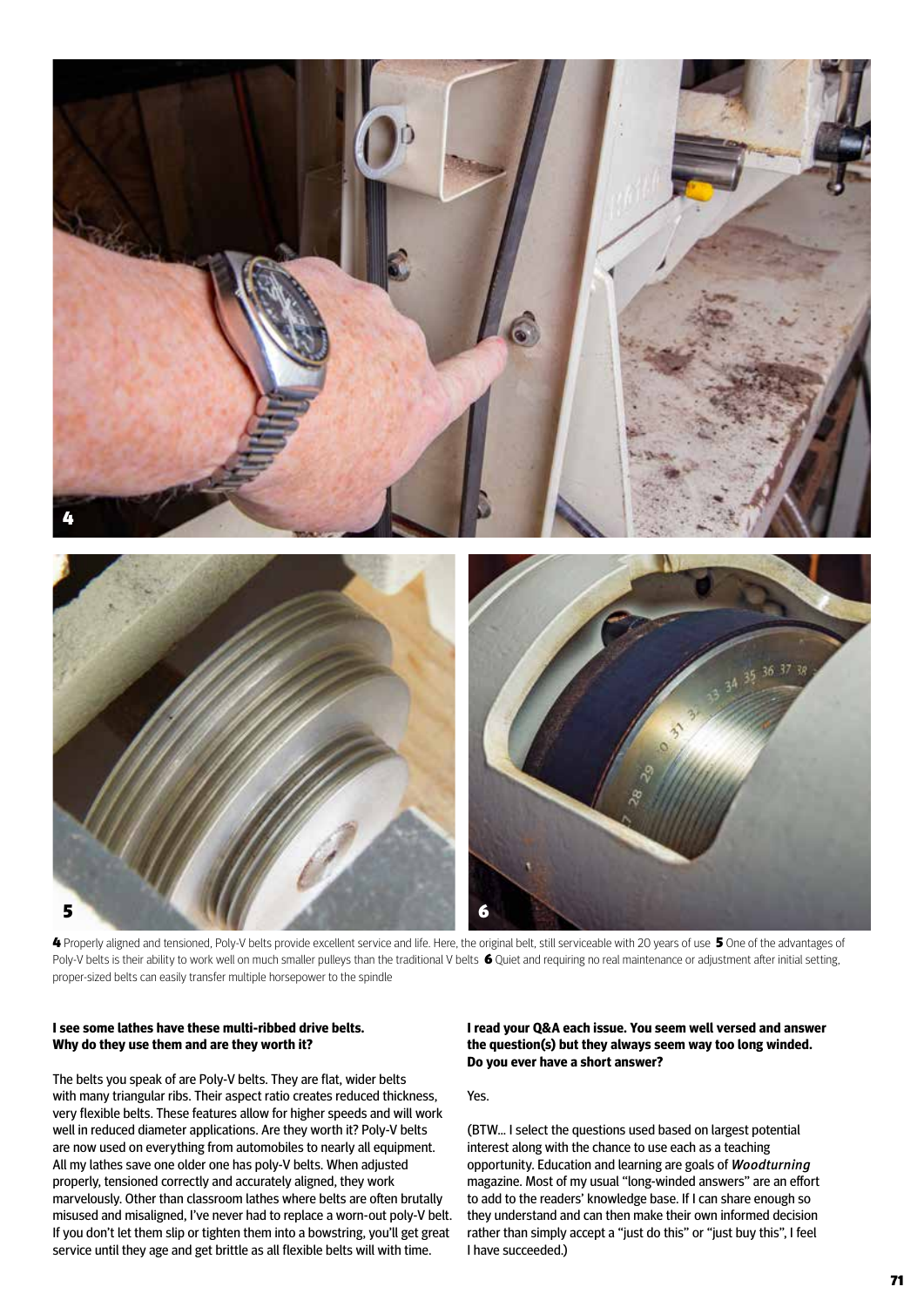**4** Properly aligned and tensioned, Poly-V belts provide excellent service and life. Here, the original belt, still serviceable with 20 years of use **5** One of the advantages of Poly-V belts is their ability to work well on much smaller pulleys than the traditional V belts **6** Quiet and requiring no real maintenance or adjustment after initial setting, proper-sized belts can easily transfer multiple horsepower to the spindle

**I see some lathes have these multi-ribbed drive belts. Why do they use them and are they worth it?**

The belts you speak of are Poly-V belts. They are flat, wider belts with many triangular ribs. Their aspect ratio creates reduced thickness, very flexible belts. These features allow for higher speeds and will work well in reduced diameter applications. Are they worth it? Poly-V belts are now used on everything from automobiles to nearly all equipment. All my lathes save one older one has poly-V belts. When adjusted properly, tensioned correctly and accurately aligned, they work marvelously. Other than classroom lathes where belts are often brutally misused and misaligned, I've never had to replace a worn-out poly-V belt. If you don't let them slip or tighten them into a bowstring, you'll get great service until they age and get brittle as all flexible belts will with time.

**I read your Q&A each issue. You seem well versed and answer the question(s) but they always seem way too long winded. Do you ever have a short answer?**

Yes.

(BTW... I select the questions used based on largest potential interest along with the chance to use each as a teaching opportunity. Education and learning are goals of ***Woodturning*** magazine. Most of my usual "long-winded answers" are an effort to add to the readers' knowledge base. If I can share enough so they understand and can then make their own informed decision rather than simply accept a "just do this" or "just buy this", I feel I have succeeded.)